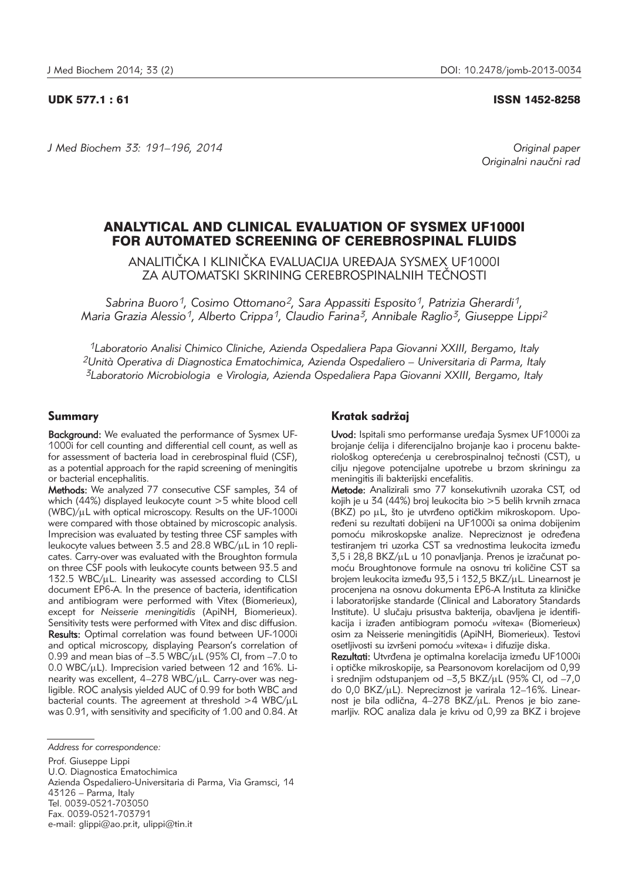UDK 577.1 : 61

ISSN 1452-8258

*J Med Biochem 33: 191–196, 2014*

*Original paper*
*Originalni naučni rad*

# ANALYTICAL AND CLINICAL EVALUATION OF SYSMEX UF1000I FOR AUTOMATED SCREENING OF CEREBROSPINAL FLUIDS

ANALITIČKA I KLINIČKA EVALUACIJA UREĐAJA SYSMEX UF1000I ZA AUTOMATSKI SKRINING CEREBROSPINALNIH TEČNOSTI

*Sabrina Buoro[1], Cosimo Ottomano[2], Sara Appassiti Esposito[1], Patrizia Gherardi[1], Maria Grazia Alessio[1], Alberto Crippa[1], Claudio Farina[3], Annibale Raglio[3], Giuseppe Lippi[2]*

[1]*Laboratorio Analisi Chimico Cliniche, Azienda Ospedaliera Papa Giovanni XXIII, Bergamo, Italy*
[2]*Unità Operativa di Diagnostica Ematochimica, Azienda Ospedaliero – Universitaria di Parma, Italy*
[3]*Laboratorio Microbiologia e Virologia, Azienda Ospedaliera Papa Giovanni XXIII, Bergamo, Italy*

## Summary

**Background:** We evaluated the performance of Sysmex UF-1000i for cell counting and differential cell count, as well as for assessment of bacteria load in cerebrospinal fluid (CSF), as a potential approach for the rapid screening of meningitis or bacterial encephalitis.

**Methods:** We analyzed 77 consecutive CSF samples, 34 of which (44%) displayed leukocyte count >5 white blood cell (WBC)/μL with optical microscopy. Results on the UF-1000i were compared with those obtained by microscopic analysis. Imprecision was evaluated by testing three CSF samples with leukocyte values between 3.5 and 28.8 WBC/μL in 10 replicates. Carry-over was evaluated with the Broughton formula on three CSF pools with leukocyte counts between 93.5 and 132.5 WBC/μL. Linearity was assessed according to CLSI document EP6-A. In the presence of bacteria, identification and antibiogram were performed with Vitex (Biomerieux), except for *Neisserie meningitidis* (ApiNH, Biomerieux). Sensitivity tests were performed with Vitex and disc diffusion.

**Results:** Optimal correlation was found between UF-1000i and optical microscopy, displaying Pearson's correlation of 0.99 and mean bias of –3.5 WBC/μL (95% CI, from –7.0 to 0.0 WBC/μL). Imprecision varied between 12 and 16%. Linearity was excellent, 4–278 WBC/μL. Carry-over was negligible. ROC analysis yielded AUC of 0.99 for both WBC and bacterial counts. The agreement at threshold >4 WBC/μL was 0.91, with sensitivity and specificity of 1.00 and 0.84. At

## Kratak sadržaj

**Uvod:** Ispitali smo performanse uređaja Sysmex UF1000i za brojanje ćelija i diferencijalno brojanje kao i procenu bakteriološkog opterećenja u cerebrospinalnoj tečnosti (CST), u cilju njegove potencijalne upotrebe u brzom skriningu za meningitis ili bakterijski encefalitis.

**Metode:** Analizirali smo 77 konsekutivnih uzoraka CST, od kojih je u 34 (44%) broj leukocita bio >5 belih krvnih zrnaca (BKZ) po μL, što je utvrđeno optičkim mikroskopom. Upoređeni su rezultati dobijeni na UF1000i sa onima dobijenim pomoću mikroskopske analize. Nepreciznost je određena testiranjem tri uzorka CST sa vrednostima leukocita između 3,5 i 28,8 BKZ/μL u 10 ponavljanja. Prenos je izračunat pomoću Broughtonove formule na osnovu tri količine CST sa brojem leukocita između 93,5 i 132,5 BKZ/μL. Linearnost je procenjena na osnovu dokumenta EP6-A Instituta za kliničke i laboratorijske standarde (Clinical and Laboratory Standards Institute). U slučaju prisustva bakterija, obavljena je identifikacija i izrađen antibiogram pomoću »vitexa« (Biomerieux) osim za Neisserie meningitidis (ApiNH, Biomerieux). Testovi osetljivosti su izvršeni pomoću »vitexa« i difuzije diska.

**Rezultati:** Utvrđena je optimalna korelacija između UF1000i i optičke mikroskopije, sa Pearsonovom korelacijom od 0,99 i srednjim odstupanjem od –3,5 BKZ/μL (95% CI, od –7,0 do 0,0 BKZ/μL). Nepreciznost je varirala 12–16%. Linearnost je bila odlična, 4–278 BKZ/μL. Prenos je bio zanemarljiv. ROC analiza dala je krivu od 0,99 za BKZ i brojeve

*Address for correspondence:*

Prof. Giuseppe Lippi
U.O. Diagnostica Ematochimica
Azienda Ospedaliero-Universitaria di Parma, Via Gramsci, 14
43126 – Parma, Italy
Tel. 0039-0521-703050
Fax. 0039-0521-703791
e-mail: glippi@ao.pr.it, ulippi@tin.it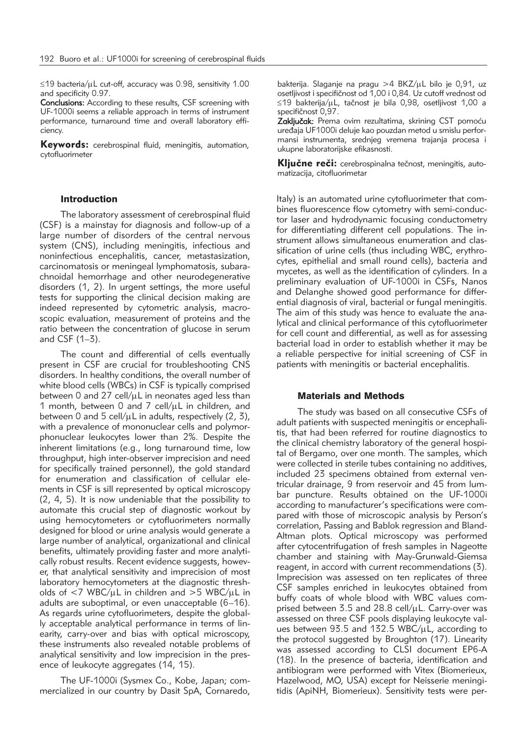≤19 bacteria/μL cut-off, accuracy was 0.98, sensitivity 1.00 and specificity 0.97.

**Conclusions:** According to these results, CSF screening with UF-1000i seems a reliable approach in terms of instrument performance, turnaround time and overall laboratory efficiency.

**Keywords:** cerebrospinal fluid, meningitis, automation, cytofluorimeter

bakterija. Slaganje na pragu >4 BKZ/μL bilo je 0,91, uz osetljivost i specifičnost od 1,00 i 0,84. Uz cutoff vrednost od ≤19 bakterija/μL, tačnost je bila 0,98, osetljivost 1,00 a specifičnost 0,97.

**Zaključak:** Prema ovim rezultatima, skrining CST pomoću uređaja UF1000i deluje kao pouzdan metod u smislu performansi instrumenta, srednjeg vremena trajanja procesa i ukupne laboratorijske efikasnosti.

**Ključne reči:** cerebrospinalna tečnost, meningitis, automatizacija, citofluorimetar

## Introduction

The laboratory assessment of cerebrospinal fluid (CSF) is a mainstay for diagnosis and follow-up of a large number of disorders of the central nervous system (CNS), including meningitis, infectious and noninfectious encephalitis, cancer, metastasization, carcinomatosis or meningeal lymphomatosis, subarachnoidal hemorrhage and other neurodegenerative disorders (1, 2). In urgent settings, the more useful tests for supporting the clinical decision making are indeed represented by cytometric analysis, macroscopic evaluation, measurement of proteins and the ratio between the concentration of glucose in serum and CSF (1–3).

The count and differential of cells eventually present in CSF are crucial for troubleshooting CNS disorders. In healthy conditions, the overall number of white blood cells (WBCs) in CSF is typically comprised between 0 and 27 cell/μL in neonates aged less than 1 month, between 0 and 7 cell/μL in children, and between 0 and 5 cell/μL in adults, respectively (2, 3), with a prevalence of mononuclear cells and polymorphonuclear leukocytes lower than 2%. Despite the inherent limitations (e.g., long turnaround time, low throughput, high inter-observer imprecision and need for specifically trained personnel), the gold standard for enumeration and classification of cellular elements in CSF is sill represented by optical microscopy (2, 4, 5). It is now undeniable that the possibility to automate this crucial step of diagnostic workout by using hemocytometers or cytofluorimeters normally designed for blood or urine analysis would generate a large number of analytical, organizational and clinical benefits, ultimately providing faster and more analytically robust results. Recent evidence suggests, however, that analytical sensitivity and imprecision of most laboratory hemocytometers at the diagnostic thresholds of <7 WBC/μL in children and >5 WBC/μL in adults are suboptimal, or even unacceptable (6–16). As regards urine cytofluorimeters, despite the globally acceptable analytical performance in terms of linearity, carry-over and bias with optical microscopy, these instruments also revealed notable problems of analytical sensitivity and low imprecision in the presence of leukocyte aggregates (14, 15).

The UF-1000i (Sysmex Co., Kobe, Japan; commercialized in our country by Dasit SpA, Cornaredo, Italy) is an automated urine cytofluorimeter that combines fluorescence flow cytometry with semi-conductor laser and hydrodynamic focusing conductometry for differentiating different cell populations. The instrument allows simultaneous enumeration and classification of urine cells (thus including WBC, erythrocytes, epithelial and small round cells), bacteria and mycetes, as well as the identification of cylinders. In a preliminary evaluation of UF-1000i in CSFs, Nanos and Delanghe showed good performance for differential diagnosis of viral, bacterial or fungal meningitis. The aim of this study was hence to evaluate the analytical and clinical performance of this cytofluorimeter for cell count and differential, as well as for assessing bacterial load in order to establish whether it may be a reliable perspective for initial screening of CSF in patients with meningitis or bacterial encephalitis.

## Materials and Methods

The study was based on all consecutive CSFs of adult patients with suspected meningitis or encephalitis, that had been referred for routine diagnostics to the clinical chemistry laboratory of the general hospital of Bergamo, over one month. The samples, which were collected in sterile tubes containing no additives, included 23 specimens obtained from external ventricular drainage, 9 from reservoir and 45 from lumbar puncture. Results obtained on the UF-1000i according to manufacturer's specifications were compared with those of microscopic analysis by Person's correlation, Passing and Bablok regression and Bland-Altman plots. Optical microscopy was performed after cytocentrifugation of fresh samples in Nageotte chamber and staining with May-Grunwald-Giemsa reagent, in accord with current recommendations (3). Imprecision was assessed on ten replicates of three CSF samples enriched in leukocytes obtained from buffy coats of whole blood with WBC values comprised between 3.5 and 28.8 cell/μL. Carry-over was assessed on three CSF pools displaying leukocyte values between 93.5 and 132.5 WBC/μL, according to the protocol suggested by Broughton (17). Linearity was assessed according to CLSI document EP6-A (18). In the presence of bacteria, identification and antibiogram were performed with Vitex (Biomerieux, Hazelwood, MO, USA) except for Neisserie meningitidis (ApiNH, Biomerieux). Sensitivity tests were per-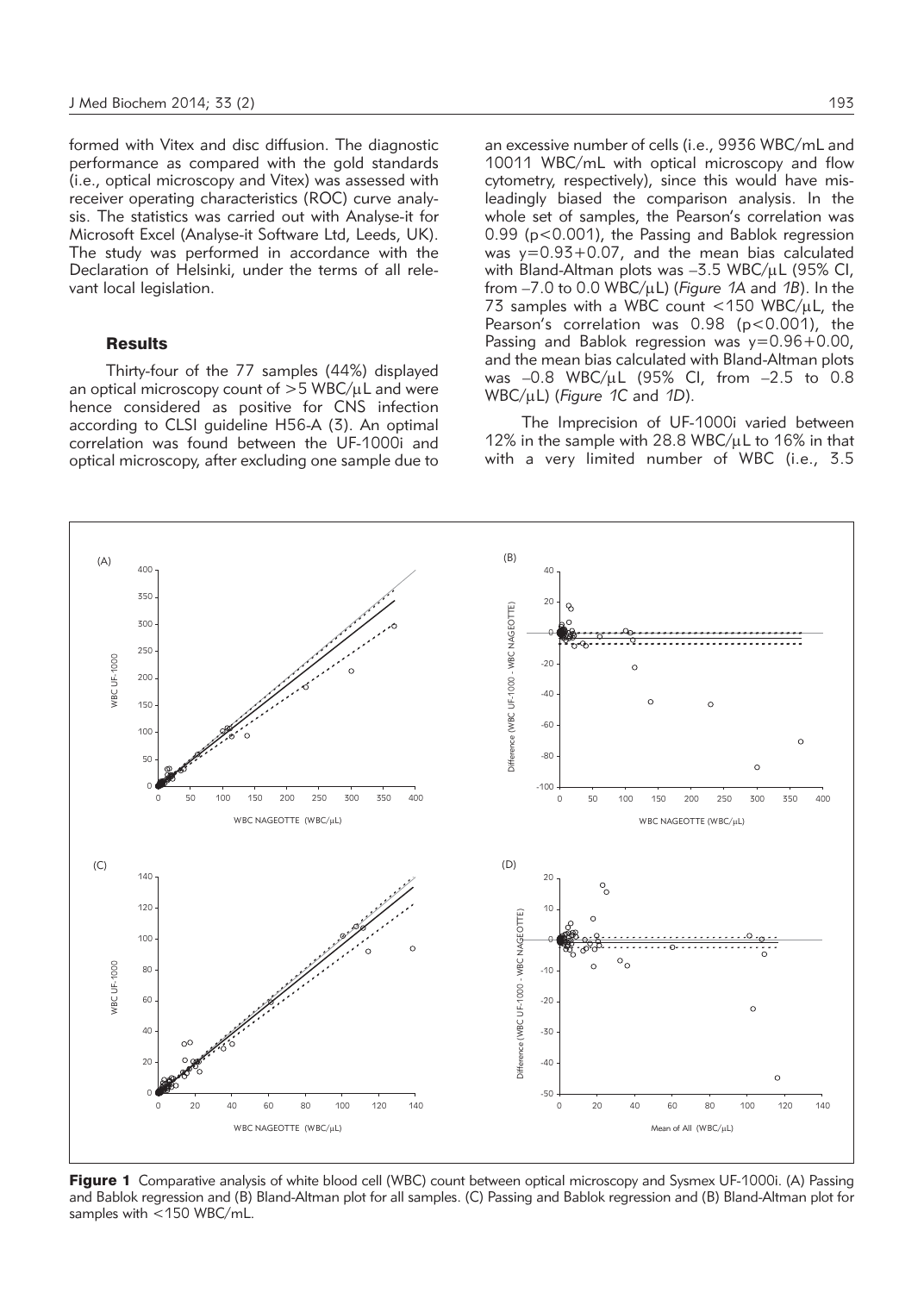formed with Vitex and disc diffusion. The diagnostic performance as compared with the gold standards (i.e., optical microscopy and Vitex) was assessed with receiver operating characteristics (ROC) curve analysis. The statistics was carried out with Analyse-it for Microsoft Excel (Analyse-it Software Ltd, Leeds, UK). The study was performed in accordance with the Declaration of Helsinki, under the terms of all relevant local legislation.

## Results

Thirty-four of the 77 samples (44%) displayed an optical microscopy count of >5 WBC/μL and were hence considered as positive for CNS infection according to CLSI guideline H56-A (3). An optimal correlation was found between the UF-1000i and optical microscopy, after excluding one sample due to an excessive number of cells (i.e., 9936 WBC/mL and 10011 WBC/mL with optical microscopy and flow cytometry, respectively), since this would have misleadingly biased the comparison analysis. In the whole set of samples, the Pearson's correlation was 0.99 ($p<0.001$), the Passing and Bablok regression was $y=0.93+0.07$, and the mean bias calculated with Bland-Altman plots was –3.5 WBC/μL (95% CI, from –7.0 to 0.0 WBC/μL) (*Figure 1A* and *1B*). In the 73 samples with a WBC count <150 WBC/μL, the Pearson's correlation was 0.98 ($p<0.001$), the Passing and Bablok regression was $y=0.96+0.00$, and the mean bias calculated with Bland-Altman plots was –0.8 WBC/μL (95% CI, from –2.5 to 0.8 WBC/μL) (*Figure 1C* and *1D*).

The Imprecision of UF-1000i varied between 12% in the sample with 28.8 WBC/μL to 16% in that with a very limited number of WBC (i.e., 3.5

**Figure 1** Comparative analysis of white blood cell (WBC) count between optical microscopy and Sysmex UF-1000i. (A) Passing and Bablok regression and (B) Bland-Altman plot for all samples. (C) Passing and Bablok regression and (B) Bland-Altman plot for samples with <150 WBC/mL.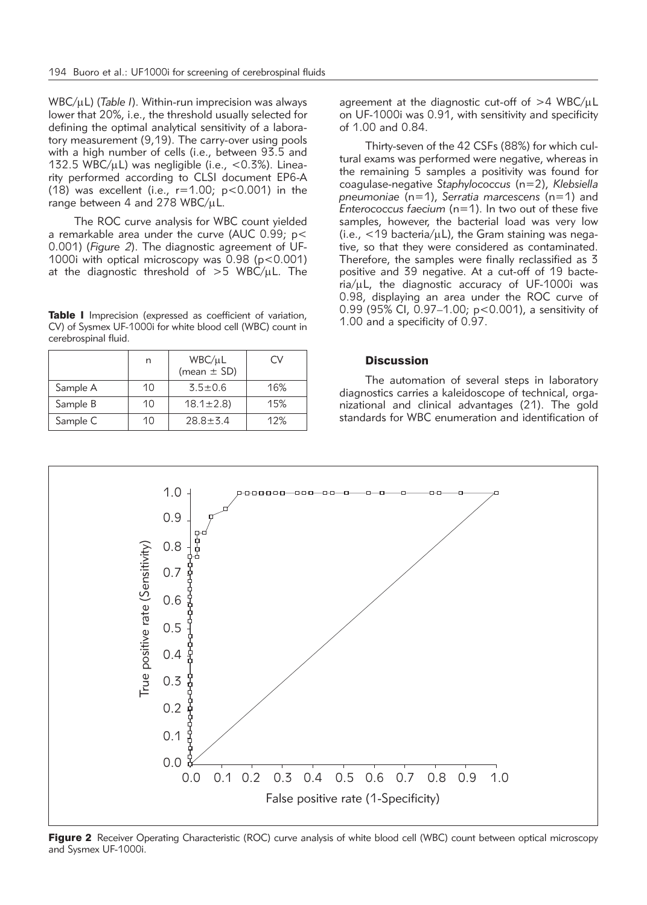WBC/μL) (*Table I*). Within-run imprecision was always lower that 20%, i.e., the threshold usually selected for defining the optimal analytical sensitivity of a laboratory measurement (9,19). The carry-over using pools with a high number of cells (i.e., between 93.5 and 132.5 WBC/μL) was negligible (i.e., <0.3%). Linearity performed according to CLSI document EP6-A (18) was excellent (i.e., $r=1.00$; $p<0.001$) in the range between 4 and 278 WBC/μL.

The ROC curve analysis for WBC count yielded a remarkable area under the curve (AUC 0.99; $p<0.001$) (*Figure 2*). The diagnostic agreement of UF-1000i with optical microscopy was 0.98 ($p<0.001$) at the diagnostic threshold of >5 WBC/μL. The agreement at the diagnostic cut-off of >4 WBC/μL on UF-1000i was 0.91, with sensitivity and specificity of 1.00 and 0.84.

**Table I** Imprecision (expressed as coefficient of variation, CV) of Sysmex UF-1000i for white blood cell (WBC) count in cerebrospinal fluid.

| | n | WBC/μL (mean ± SD) | CV |
|---|---|---|---|
| Sample A | 10 | 3.5±0.6 | 16% |
| Sample B | 10 | 18.1±2.8) | 15% |
| Sample C | 10 | 28.8±3.4 | 12% |

Thirty-seven of the 42 CSFs (88%) for which cultural exams was performed were negative, whereas in the remaining 5 samples a positivity was found for coagulase-negative *Staphylococcus* (n=2), *Klebsiella pneumoniae* (n=1), *Serratia marcescens* (n=1) and *Enterococcus faecium* (n=1). In two out of these five samples, however, the bacterial load was very low (i.e., <19 bacteria/μL), the Gram staining was negative, so that they were considered as contaminated. Therefore, the samples were finally reclassified as 3 positive and 39 negative. At a cut-off of 19 bacteria/μL, the diagnostic accuracy of UF-1000i was 0.98, displaying an area under the ROC curve of 0.99 (95% CI, 0.97–1.00; $p<0.001$), a sensitivity of 1.00 and a specificity of 0.97.

## Discussion

The automation of several steps in laboratory diagnostics carries a kaleidoscope of technical, organizational and clinical advantages (21). The gold standards for WBC enumeration and identification of

**Figure 2** Receiver Operating Characteristic (ROC) curve analysis of white blood cell (WBC) count between optical microscopy and Sysmex UF-1000i.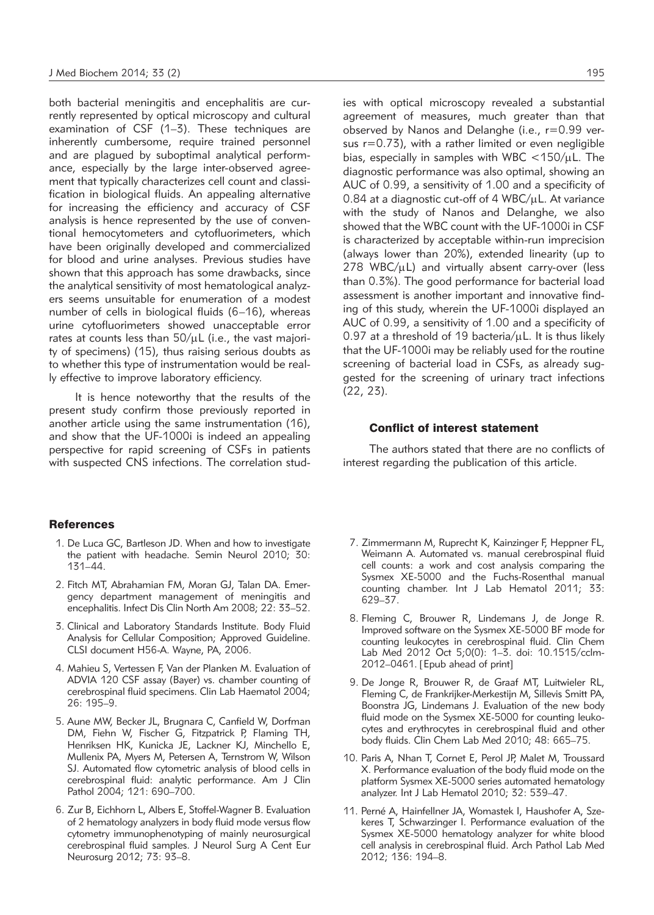both bacterial meningitis and encephalitis are currently represented by optical microscopy and cultural examination of CSF (1–3). These techniques are inherently cumbersome, require trained personnel and are plagued by suboptimal analytical performance, especially by the large inter-observed agreement that typically characterizes cell count and classification in biological fluids. An appealing alternative for increasing the efficiency and accuracy of CSF analysis is hence represented by the use of conventional hemocytometers and cytofluorimeters, which have been originally developed and commercialized for blood and urine analyses. Previous studies have shown that this approach has some drawbacks, since the analytical sensitivity of most hematological analyzers seems unsuitable for enumeration of a modest number of cells in biological fluids (6–16), whereas urine cytofluorimeters showed unacceptable error rates at counts less than 50/μL (i.e., the vast majority of specimens) (15), thus raising serious doubts as to whether this type of instrumentation would be really effective to improve laboratory efficiency.

It is hence noteworthy that the results of the present study confirm those previously reported in another article using the same instrumentation (16), and show that the UF-1000i is indeed an appealing perspective for rapid screening of CSFs in patients with suspected CNS infections. The correlation studies with optical microscopy revealed a substantial agreement of measures, much greater than that observed by Nanos and Delanghe (i.e., r=0.99 versus r=0.73), with a rather limited or even negligible bias, especially in samples with WBC <150/μL. The diagnostic performance was also optimal, showing an AUC of 0.99, a sensitivity of 1.00 and a specificity of 0.84 at a diagnostic cut-off of 4 WBC/μL. At variance with the study of Nanos and Delanghe, we also showed that the WBC count with the UF-1000i in CSF is characterized by acceptable within-run imprecision (always lower than 20%), extended linearity (up to 278 WBC/μL) and virtually absent carry-over (less than 0.3%). The good performance for bacterial load assessment is another important and innovative finding of this study, wherein the UF-1000i displayed an AUC of 0.99, a sensitivity of 1.00 and a specificity of 0.97 at a threshold of 19 bacteria/μL. It is thus likely that the UF-1000i may be reliably used for the routine screening of bacterial load in CSFs, as already suggested for the screening of urinary tract infections (22, 23).

### Conflict of interest statement

The authors stated that there are no conflicts of interest regarding the publication of this article.

## References

1. De Luca GC, Bartleson JD. When and how to investigate the patient with headache. Semin Neurol 2010; 30: 131–44.
2. Fitch MT, Abrahamian FM, Moran GJ, Talan DA. Emergency department management of meningitis and encephalitis. Infect Dis Clin North Am 2008; 22: 33–52.
3. Clinical and Laboratory Standards Institute. Body Fluid Analysis for Cellular Composition; Approved Guideline. CLSI document H56-A. Wayne, PA, 2006.
4. Mahieu S, Vertessen F, Van der Planken M. Evaluation of ADVIA 120 CSF assay (Bayer) vs. chamber counting of cerebrospinal fluid specimens. Clin Lab Haematol 2004; 26: 195–9.
5. Aune MW, Becker JL, Brugnara C, Canfield W, Dorfman DM, Fiehn W, Fischer G, Fitzpatrick P, Flaming TH, Henriksen HK, Kunicka JE, Lackner KJ, Minchello E, Mullenix PA, Myers M, Petersen A, Ternstrom W, Wilson SJ. Automated flow cytometric analysis of blood cells in cerebrospinal fluid: analytic performance. Am J Clin Pathol 2004; 121: 690–700.
6. Zur B, Eichhorn L, Albers E, Stoffel-Wagner B. Evaluation of 2 hematology analyzers in body fluid mode versus flow cytometry immunophenotyping of mainly neurosurgical cerebrospinal fluid samples. J Neurol Surg A Cent Eur Neurosurg 2012; 73: 93–8.
7. Zimmermann M, Ruprecht K, Kainzinger F, Heppner FL, Weimann A. Automated vs. manual cerebrospinal fluid cell counts: a work and cost analysis comparing the Sysmex XE-5000 and the Fuchs-Rosenthal manual counting chamber. Int J Lab Hematol 2011; 33: 629–37.
8. Fleming C, Brouwer R, Lindemans J, de Jonge R. Improved software on the Sysmex XE-5000 BF mode for counting leukocytes in cerebrospinal fluid. Clin Chem Lab Med 2012 Oct 5;0(0): 1–3. doi: 10.1515/cclm-2012–0461. [Epub ahead of print]
9. De Jonge R, Brouwer R, de Graaf MT, Luitwieler RL, Fleming C, de Frankrijker-Merkestijn M, Sillevis Smitt PA, Boonstra JG, Lindemans J. Evaluation of the new body fluid mode on the Sysmex XE-5000 for counting leukocytes and erythrocytes in cerebrospinal fluid and other body fluids. Clin Chem Lab Med 2010; 48: 665–75.
10. Paris A, Nhan T, Cornet E, Perol JP, Malet M, Troussard X. Performance evaluation of the body fluid mode on the platform Sysmex XE-5000 series automated hematology analyzer. Int J Lab Hematol 2010; 32: 539–47.
11. Perné A, Hainfellner JA, Womastek I, Haushofer A, Szekeres T, Schwarzinger I. Performance evaluation of the Sysmex XE-5000 hematology analyzer for white blood cell analysis in cerebrospinal fluid. Arch Pathol Lab Med 2012; 136: 194–8.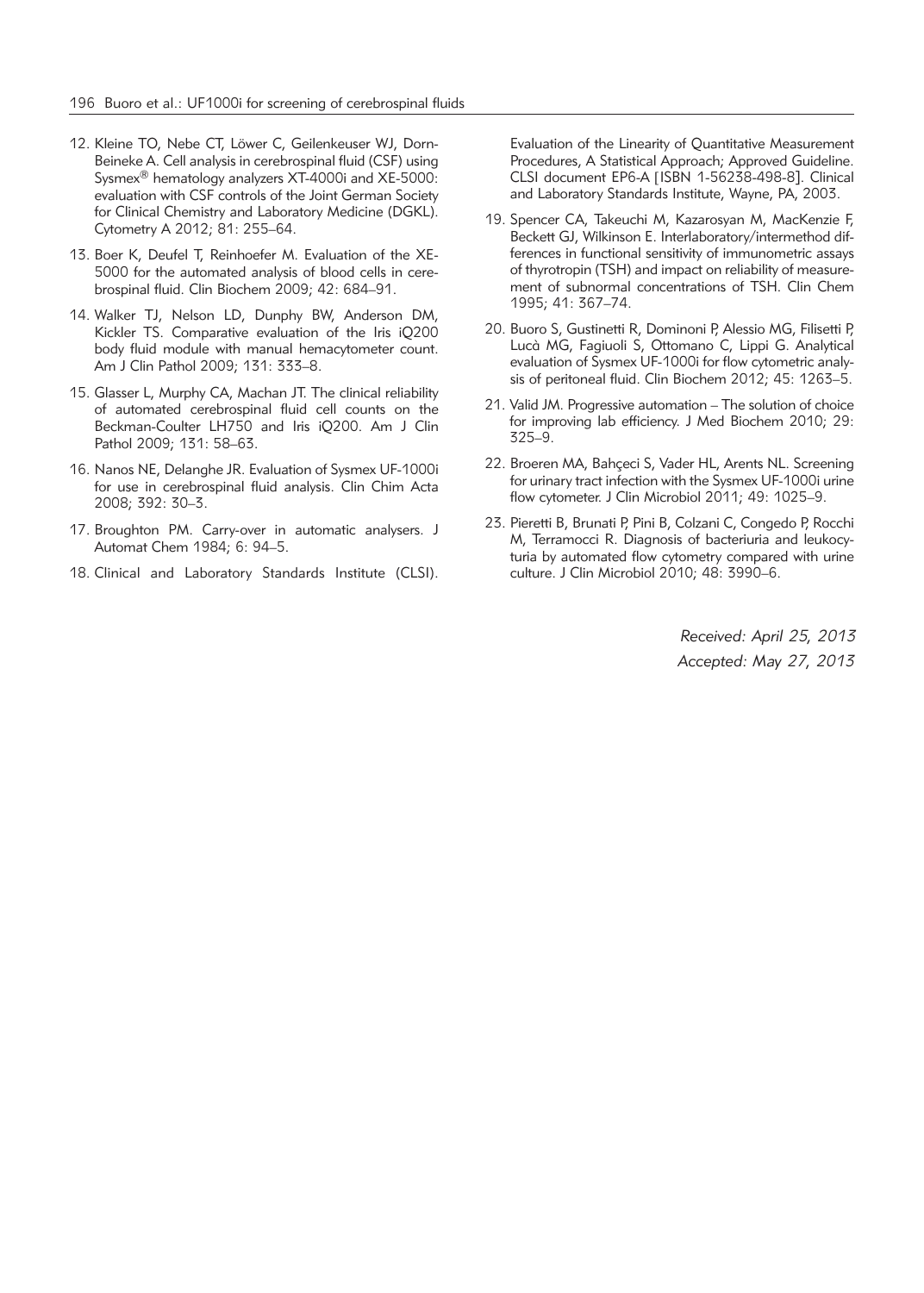12. Kleine TO, Nebe CT, Löwer C, Geilenkeuser WJ, Dorn-Beineke A. Cell analysis in cerebrospinal fluid (CSF) using Sysmex® hematology analyzers XT-4000i and XE-5000: evaluation with CSF controls of the Joint German Society for Clinical Chemistry and Laboratory Medicine (DGKL). Cytometry A 2012; 81: 255–64.

13. Boer K, Deufel T, Reinhoefer M. Evaluation of the XE-5000 for the automated analysis of blood cells in cerebrospinal fluid. Clin Biochem 2009; 42: 684–91.

14. Walker TJ, Nelson LD, Dunphy BW, Anderson DM, Kickler TS. Comparative evaluation of the Iris iQ200 body fluid module with manual hemacytometer count. Am J Clin Pathol 2009; 131: 333–8.

15. Glasser L, Murphy CA, Machan JT. The clinical reliability of automated cerebrospinal fluid cell counts on the Beckman-Coulter LH750 and Iris iQ200. Am J Clin Pathol 2009; 131: 58–63.

16. Nanos NE, Delanghe JR. Evaluation of Sysmex UF-1000i for use in cerebrospinal fluid analysis. Clin Chim Acta 2008; 392: 30–3.

17. Broughton PM. Carry-over in automatic analysers. J Automat Chem 1984; 6: 94–5.

18. Clinical and Laboratory Standards Institute (CLSI). Evaluation of the Linearity of Quantitative Measurement Procedures, A Statistical Approach; Approved Guideline. CLSI document EP6-A [ISBN 1-56238-498-8]. Clinical and Laboratory Standards Institute, Wayne, PA, 2003.

19. Spencer CA, Takeuchi M, Kazarosyan M, MacKenzie F, Beckett GJ, Wilkinson E. Interlaboratory/intermethod differences in functional sensitivity of immunometric assays of thyrotropin (TSH) and impact on reliability of measurement of subnormal concentrations of TSH. Clin Chem 1995; 41: 367–74.

20. Buoro S, Gustinetti R, Dominoni P, Alessio MG, Filisetti P, Lucà MG, Fagiuoli S, Ottomano C, Lippi G. Analytical evaluation of Sysmex UF-1000i for flow cytometric analysis of peritoneal fluid. Clin Biochem 2012; 45: 1263–5.

21. Valid JM. Progressive automation – The solution of choice for improving lab efficiency. J Med Biochem 2010; 29: 325–9.

22. Broeren MA, Bahçeci S, Vader HL, Arents NL. Screening for urinary tract infection with the Sysmex UF-1000i urine flow cytometer. J Clin Microbiol 2011; 49: 1025–9.

23. Pieretti B, Brunati P, Pini B, Colzani C, Congedo P, Rocchi M, Terramocci R. Diagnosis of bacteriuria and leukocyturia by automated flow cytometry compared with urine culture. J Clin Microbiol 2010; 48: 3990–6.

*Received: April 25, 2013*
*Accepted: May 27, 2013*